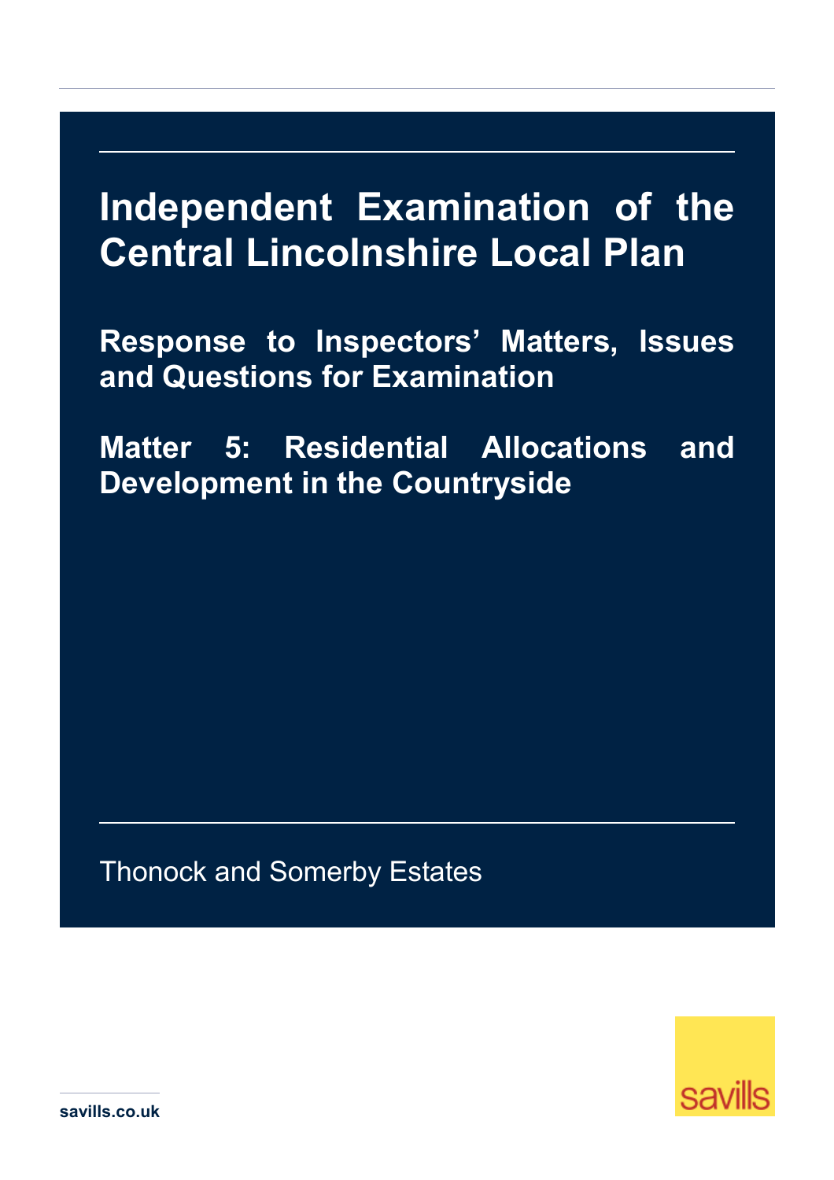# Independent Examination of the Central Lincolnshire Local Plan

## Response to Inspectors' Matters, Issues and Questions for Examination

## Matter 5: Residential Allocations and Development in the Countryside

Thonock and Somerby Estates

savills.co.uk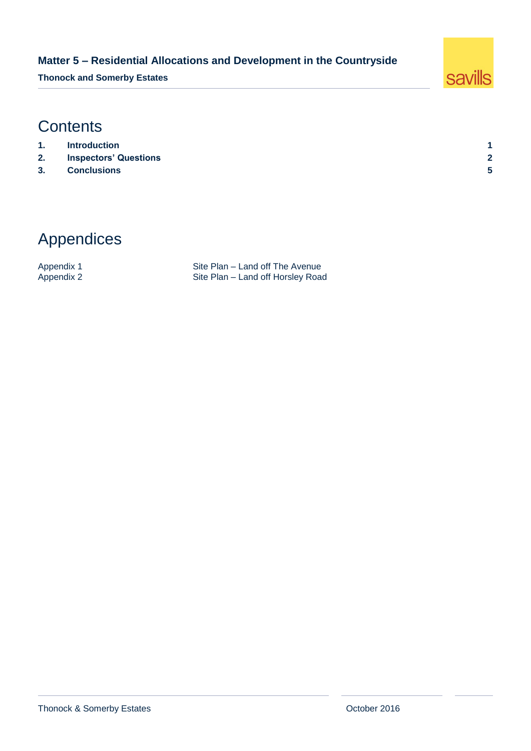# Contents

| | | |
|---|---|---|
| **1.** | **Introduction** | **1** |
| **2.** | **Inspectors' Questions** | **2** |
| **3.** | **Conclusions** | **5** |

# Appendices

| | |
|---|---|
| Appendix 1 | Site Plan – Land off The Avenue |
| Appendix 2 | Site Plan – Land off Horsley Road |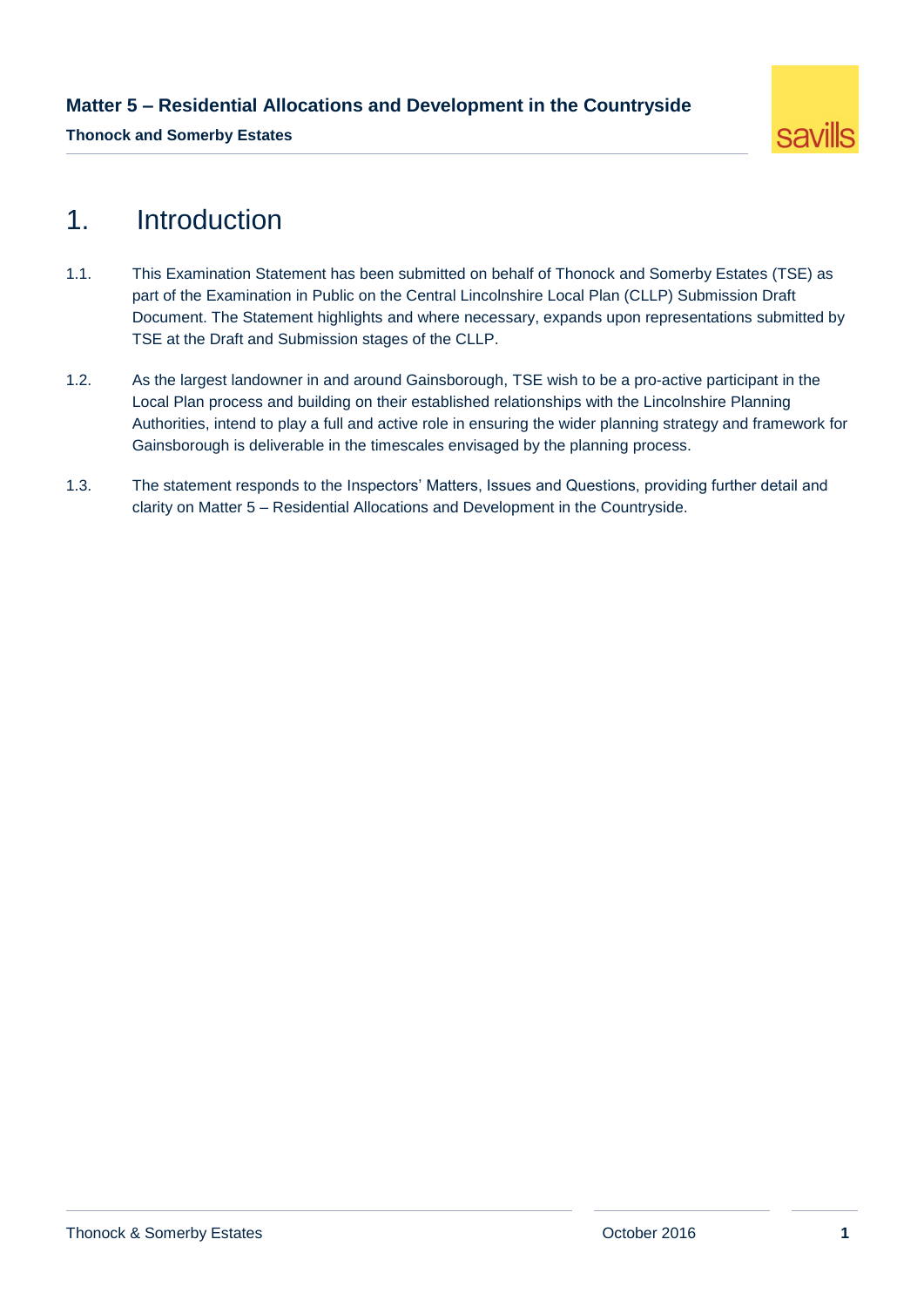# 1. Introduction

1.1. This Examination Statement has been submitted on behalf of Thonock and Somerby Estates (TSE) as part of the Examination in Public on the Central Lincolnshire Local Plan (CLLP) Submission Draft Document. The Statement highlights and where necessary, expands upon representations submitted by TSE at the Draft and Submission stages of the CLLP.

1.2. As the largest landowner in and around Gainsborough, TSE wish to be a pro-active participant in the Local Plan process and building on their established relationships with the Lincolnshire Planning Authorities, intend to play a full and active role in ensuring the wider planning strategy and framework for Gainsborough is deliverable in the timescales envisaged by the planning process.

1.3. The statement responds to the Inspectors' Matters, Issues and Questions, providing further detail and clarity on Matter 5 – Residential Allocations and Development in the Countryside.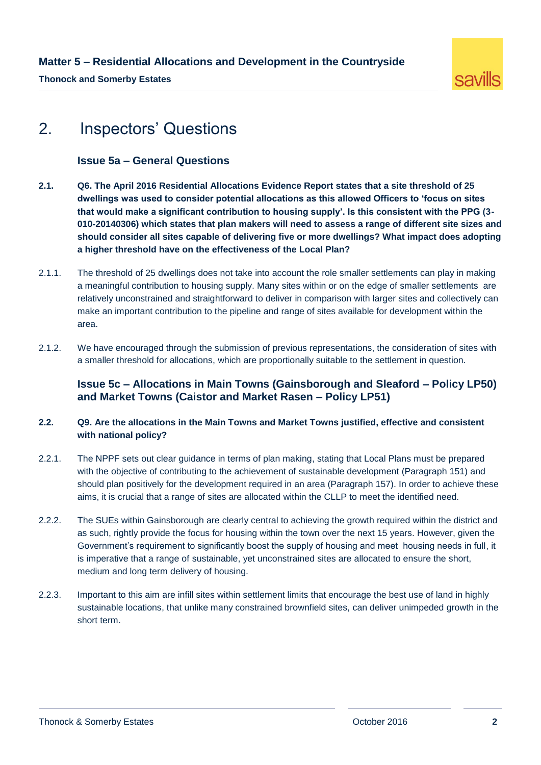# 2. Inspectors' Questions

### Issue 5a – General Questions

**2.1. Q6. The April 2016 Residential Allocations Evidence Report states that a site threshold of 25 dwellings was used to consider potential allocations as this allowed Officers to 'focus on sites that would make a significant contribution to housing supply'. Is this consistent with the PPG (3-010-20140306) which states that plan makers will need to assess a range of different site sizes and should consider all sites capable of delivering five or more dwellings? What impact does adopting a higher threshold have on the effectiveness of the Local Plan?**

2.1.1. The threshold of 25 dwellings does not take into account the role smaller settlements can play in making a meaningful contribution to housing supply. Many sites within or on the edge of smaller settlements are relatively unconstrained and straightforward to deliver in comparison with larger sites and collectively can make an important contribution to the pipeline and range of sites available for development within the area.

2.1.2. We have encouraged through the submission of previous representations, the consideration of sites with a smaller threshold for allocations, which are proportionally suitable to the settlement in question.

### Issue 5c – Allocations in Main Towns (Gainsborough and Sleaford – Policy LP50) and Market Towns (Caistor and Market Rasen – Policy LP51)

**2.2. Q9. Are the allocations in the Main Towns and Market Towns justified, effective and consistent with national policy?**

2.2.1. The NPPF sets out clear guidance in terms of plan making, stating that Local Plans must be prepared with the objective of contributing to the achievement of sustainable development (Paragraph 151) and should plan positively for the development required in an area (Paragraph 157). In order to achieve these aims, it is crucial that a range of sites are allocated within the CLLP to meet the identified need.

2.2.2. The SUEs within Gainsborough are clearly central to achieving the growth required within the district and as such, rightly provide the focus for housing within the town over the next 15 years. However, given the Government's requirement to significantly boost the supply of housing and meet housing needs in full, it is imperative that a range of sustainable, yet unconstrained sites are allocated to ensure the short, medium and long term delivery of housing.

2.2.3. Important to this aim are infill sites within settlement limits that encourage the best use of land in highly sustainable locations, that unlike many constrained brownfield sites, can deliver unimpeded growth in the short term.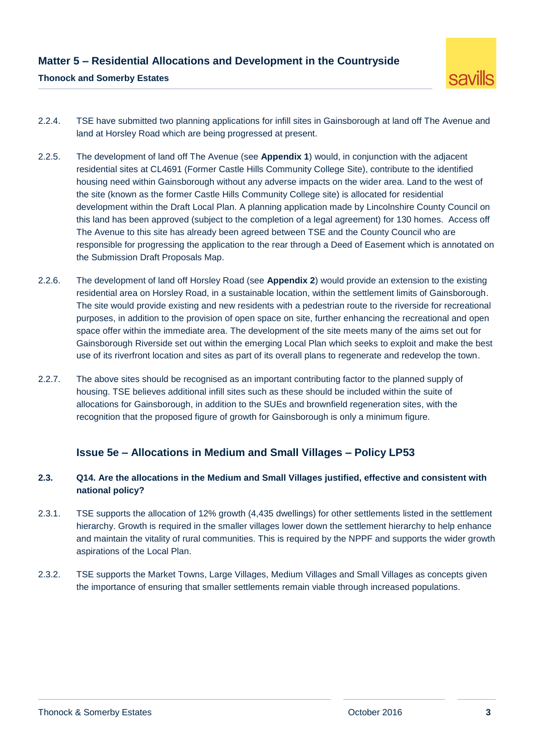2.2.4. TSE have submitted two planning applications for infill sites in Gainsborough at land off The Avenue and land at Horsley Road which are being progressed at present.

2.2.5. The development of land off The Avenue (see **Appendix 1**) would, in conjunction with the adjacent residential sites at CL4691 (Former Castle Hills Community College Site), contribute to the identified housing need within Gainsborough without any adverse impacts on the wider area. Land to the west of the site (known as the former Castle Hills Community College site) is allocated for residential development within the Draft Local Plan. A planning application made by Lincolnshire County Council on this land has been approved (subject to the completion of a legal agreement) for 130 homes. Access off The Avenue to this site has already been agreed between TSE and the County Council who are responsible for progressing the application to the rear through a Deed of Easement which is annotated on the Submission Draft Proposals Map.

2.2.6. The development of land off Horsley Road (see **Appendix 2**) would provide an extension to the existing residential area on Horsley Road, in a sustainable location, within the settlement limits of Gainsborough. The site would provide existing and new residents with a pedestrian route to the riverside for recreational purposes, in addition to the provision of open space on site, further enhancing the recreational and open space offer within the immediate area. The development of the site meets many of the aims set out for Gainsborough Riverside set out within the emerging Local Plan which seeks to exploit and make the best use of its riverfront location and sites as part of its overall plans to regenerate and redevelop the town.

2.2.7. The above sites should be recognised as an important contributing factor to the planned supply of housing. TSE believes additional infill sites such as these should be included within the suite of allocations for Gainsborough, in addition to the SUEs and brownfield regeneration sites, with the recognition that the proposed figure of growth for Gainsborough is only a minimum figure.

### Issue 5e – Allocations in Medium and Small Villages – Policy LP53

**2.3. Q14. Are the allocations in the Medium and Small Villages justified, effective and consistent with national policy?**

2.3.1. TSE supports the allocation of 12% growth (4,435 dwellings) for other settlements listed in the settlement hierarchy. Growth is required in the smaller villages lower down the settlement hierarchy to help enhance and maintain the vitality of rural communities. This is required by the NPPF and supports the wider growth aspirations of the Local Plan.

2.3.2. TSE supports the Market Towns, Large Villages, Medium Villages and Small Villages as concepts given the importance of ensuring that smaller settlements remain viable through increased populations.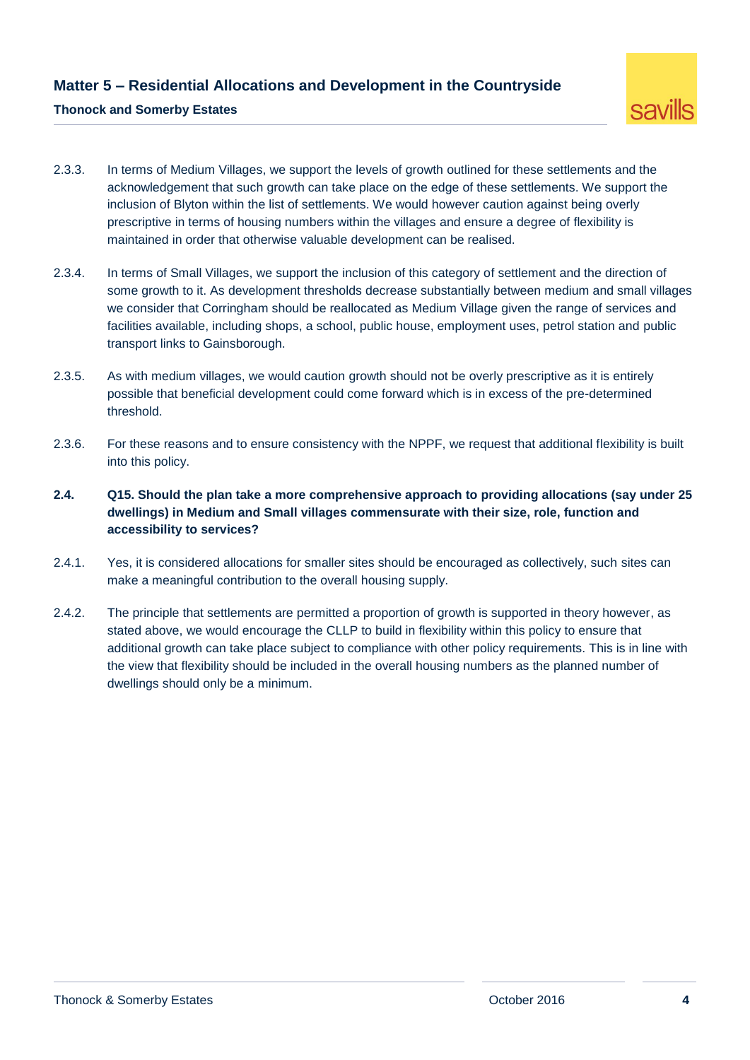2.3.3. In terms of Medium Villages, we support the levels of growth outlined for these settlements and the acknowledgement that such growth can take place on the edge of these settlements. We support the inclusion of Blyton within the list of settlements. We would however caution against being overly prescriptive in terms of housing numbers within the villages and ensure a degree of flexibility is maintained in order that otherwise valuable development can be realised.

2.3.4. In terms of Small Villages, we support the inclusion of this category of settlement and the direction of some growth to it. As development thresholds decrease substantially between medium and small villages we consider that Corringham should be reallocated as Medium Village given the range of services and facilities available, including shops, a school, public house, employment uses, petrol station and public transport links to Gainsborough.

2.3.5. As with medium villages, we would caution growth should not be overly prescriptive as it is entirely possible that beneficial development could come forward which is in excess of the pre-determined threshold.

2.3.6. For these reasons and to ensure consistency with the NPPF, we request that additional flexibility is built into this policy.

## 2.4. Q15. Should the plan take a more comprehensive approach to providing allocations (say under 25 dwellings) in Medium and Small villages commensurate with their size, role, function and accessibility to services?

2.4.1. Yes, it is considered allocations for smaller sites should be encouraged as collectively, such sites can make a meaningful contribution to the overall housing supply.

2.4.2. The principle that settlements are permitted a proportion of growth is supported in theory however, as stated above, we would encourage the CLLP to build in flexibility within this policy to ensure that additional growth can take place subject to compliance with other policy requirements. This is in line with the view that flexibility should be included in the overall housing numbers as the planned number of dwellings should only be a minimum.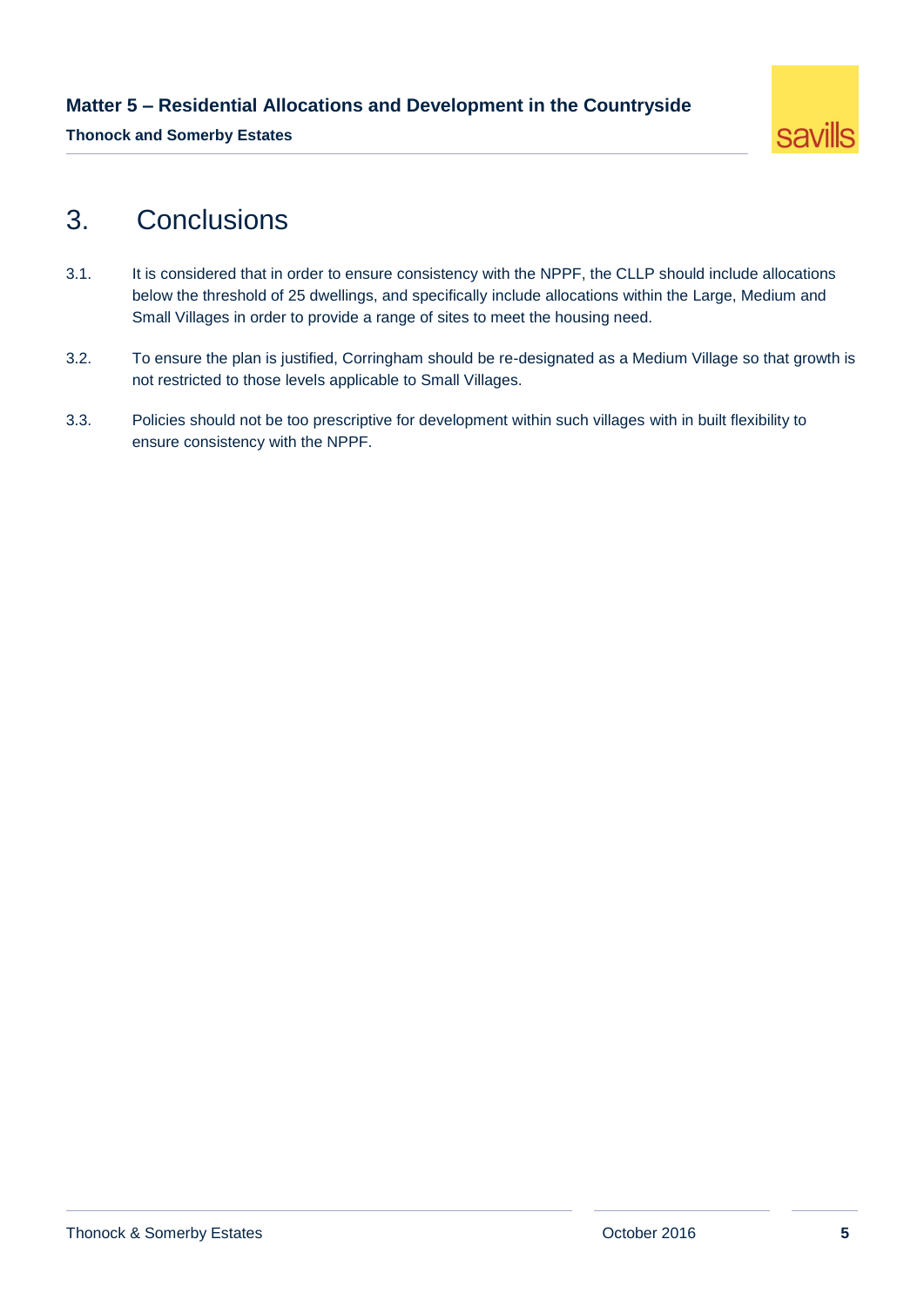## 3. Conclusions

3.1. It is considered that in order to ensure consistency with the NPPF, the CLLP should include allocations below the threshold of 25 dwellings, and specifically include allocations within the Large, Medium and Small Villages in order to provide a range of sites to meet the housing need.

3.2. To ensure the plan is justified, Corringham should be re-designated as a Medium Village so that growth is not restricted to those levels applicable to Small Villages.

3.3. Policies should not be too prescriptive for development within such villages with in built flexibility to ensure consistency with the NPPF.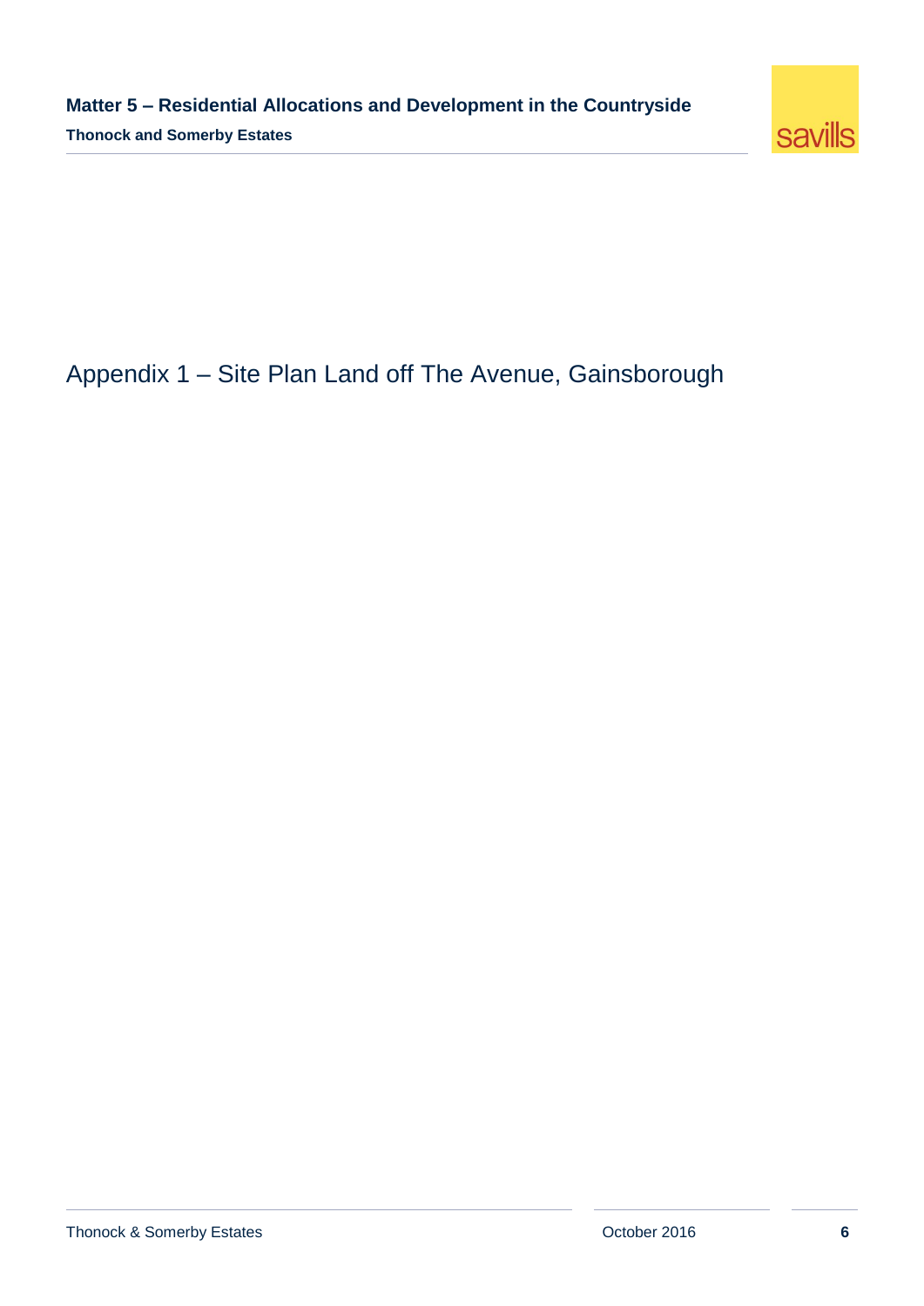# Appendix 1 – Site Plan Land off The Avenue, Gainsborough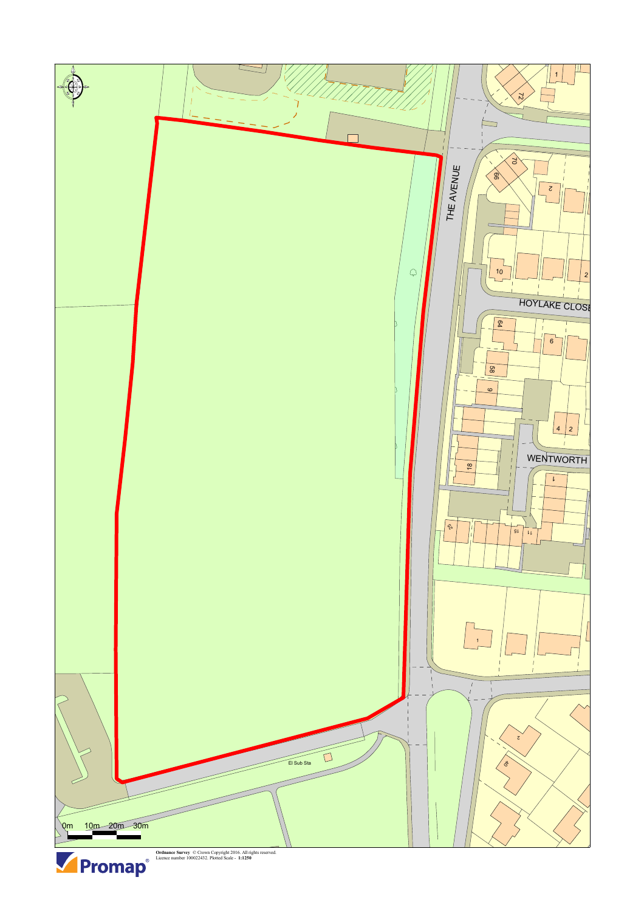THE AVENUE

HOYLAKE CLOSE

WENTWORTH

El Sub Sta

0m 10m 20m 30m

Promap®

**Ordnance Survey** © Crown Copyright 2016. All rights reserved.
Licence number 100022432. Plotted Scale - **1:1250**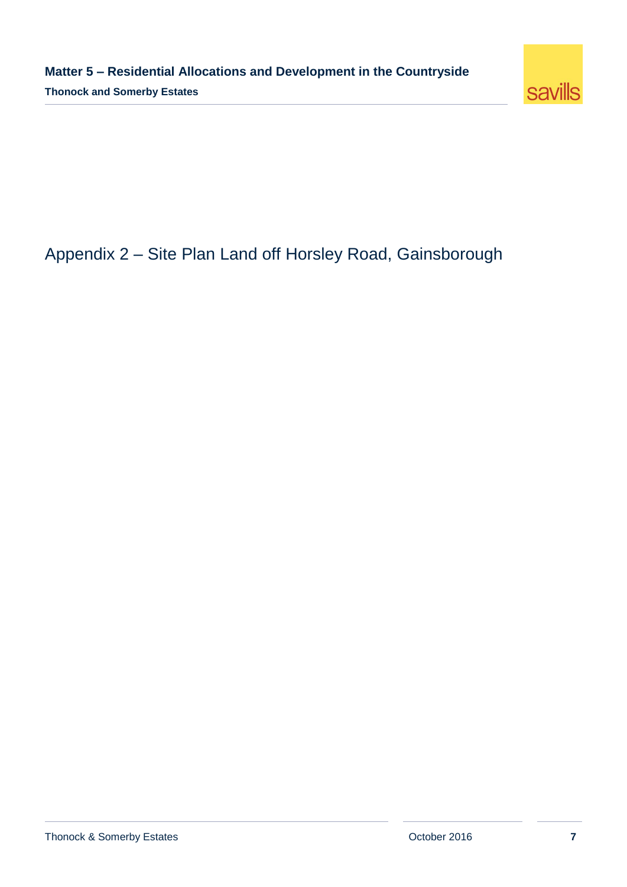# Appendix 2 – Site Plan Land off Horsley Road, Gainsborough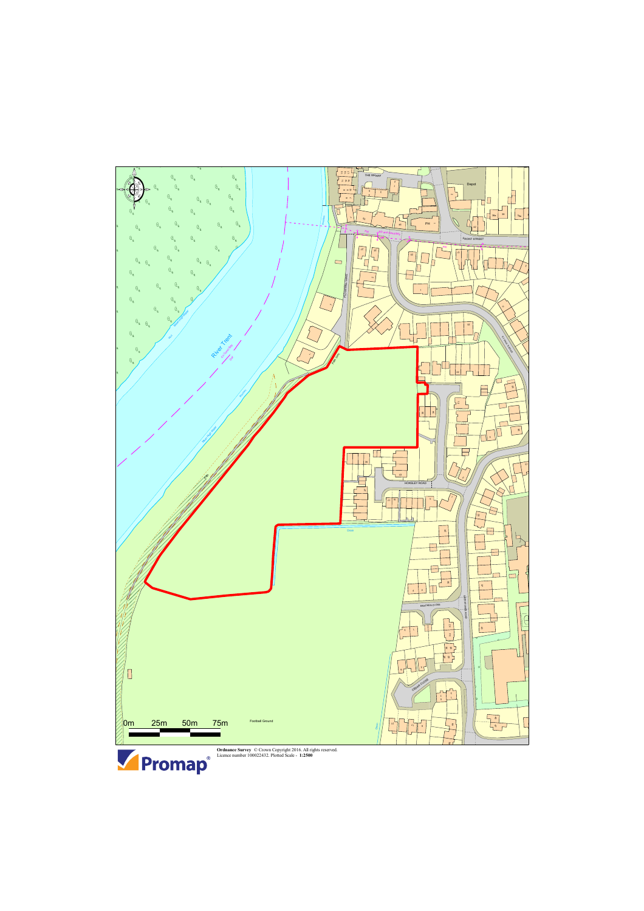River Trent

FRONT STREET

HORSLEY ROAD

THE WHARF

Depot

PH

Football Ground

0m 25m 50m 75m

**Ordnance Survey** © Crown Copyright 2016. All rights reserved.
Licence number 100022432. Plotted Scale - **1:2500**

Promap®